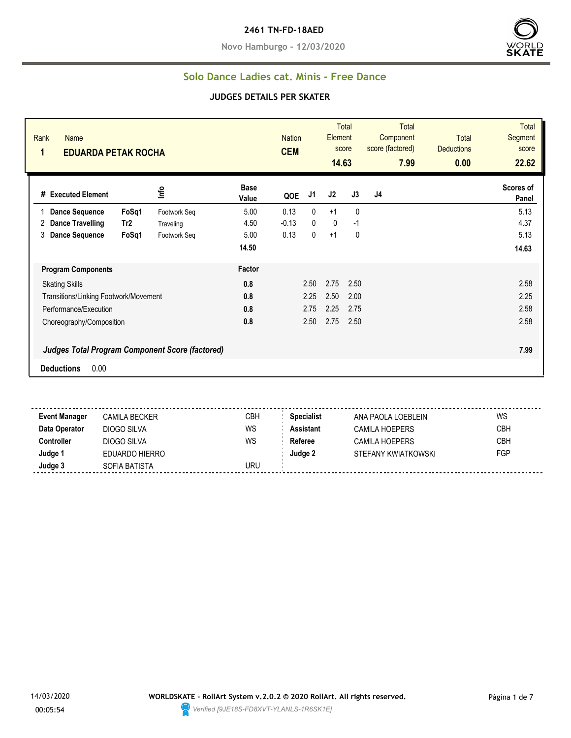**2461 TN-FD-18AED**

**Novo Hamburgo - 12/03/2020**

## Solo Dance Ladies cat. Minis - Free Dance

### JUDGES DETAILS PER SKATER

| Rank | Name | Nation | Total Element score | Total Component score (factored) | Total Deductions | Total Segment score |
|---|---|---|---|---|---|---|
| 1 | EDUARDA PETAK ROCHA | CEM | 14.63 | 7.99 | 0.00 | 22.62 |

| # | Executed Element | | Info | Base Value | QOE | J1 | J2 | J3 | J4 | Scores of Panel |
|---|---|---|---|---|---|---|---|---|---|---|
| 1 | Dance Sequence | FoSq1 | Footwork Seq | 5.00 | 0.13 | 0 | +1 | 0 | | 5.13 |
| 2 | Dance Travelling | Tr2 | Traveling | 4.50 | -0.13 | 0 | 0 | -1 | | 4.37 |
| 3 | Dance Sequence | FoSq1 | Footwork Seq | 5.00 | 0.13 | 0 | +1 | 0 | | 5.13 |
| | | | | 14.50 | | | | | | 14.63 |

| Program Components | Factor | J1 | J2 | J3 | J4 | |
|---|---|---|---|---|---|---|
| Skating Skills | 0.8 | 2.50 | 2.75 | 2.50 | | 2.58 |
| Transitions/Linking Footwork/Movement | 0.8 | 2.25 | 2.50 | 2.00 | | 2.25 |
| Performance/Execution | 0.8 | 2.75 | 2.25 | 2.75 | | 2.58 |
| Choreography/Composition | 0.8 | 2.50 | 2.75 | 2.50 | | 2.58 |

***Judges Total Program Component Score (factored)*** 7.99

**Deductions** 0.00

| | | | | | |
|---|---|---|---|---|---|
| **Event Manager** | CAMILA BECKER | CBH | **Specialist** | ANA PAOLA LOEBLEIN | WS |
| **Data Operator** | DIOGO SILVA | WS | **Assistant** | CAMILA HOEPERS | CBH |
| **Controller** | DIOGO SILVA | WS | **Referee** | CAMILA HOEPERS | CBH |
| **Judge 1** | EDUARDO HIERRO | | **Judge 2** | STEFANY KWIATKOWSKI | FGP |
| **Judge 3** | SOFIA BATISTA | URU | | | |

14/03/2020 00:05:54

**WORLDSKATE - RollArt System v.2.0.2 © 2020 RollArt. All rights reserved.**

*Verified [9JE18S-FD8XVT-YLANLS-1R6SK1E]*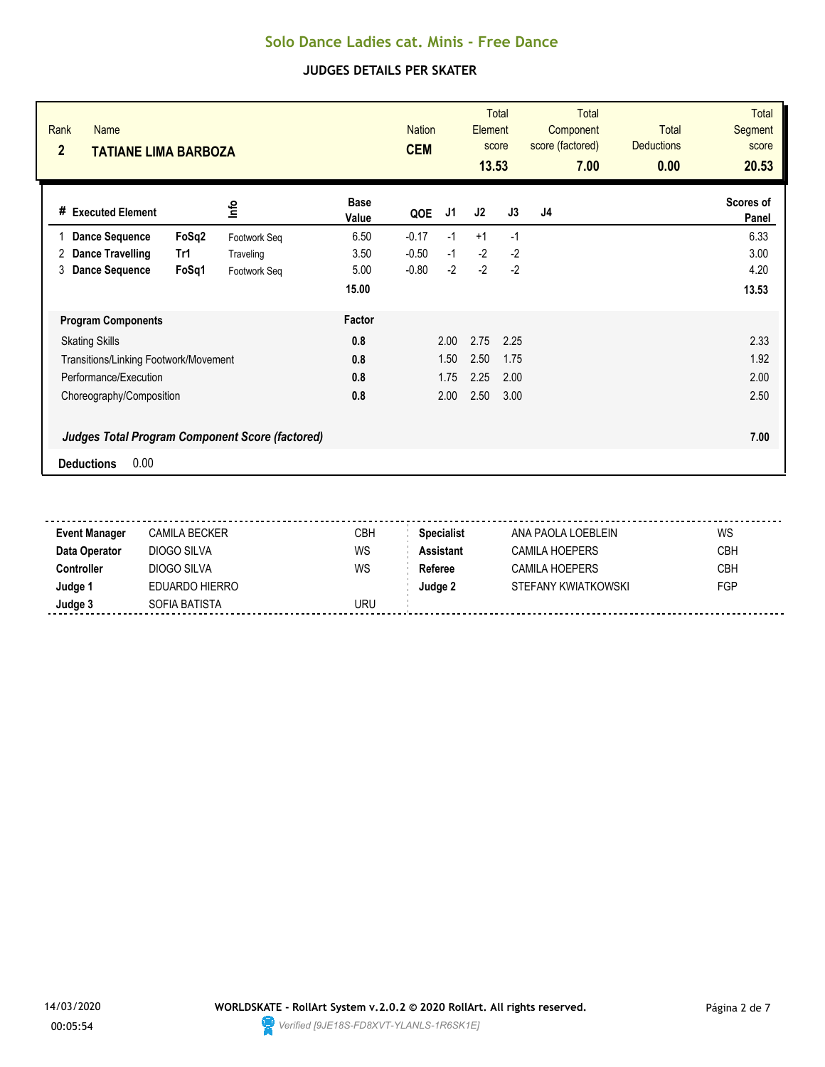# Solo Dance Ladies cat. Minis - Free Dance

## JUDGES DETAILS PER SKATER

| Rank | Name | Nation | Total Element score | Total Component score (factored) | Total Deductions | Total Segment score |
|---|---|---|---|---|---|---|
| 2 | TATIANE LIMA BARBOZA | CEM | 13.53 | 7.00 | 0.00 | 20.53 |

| # | Executed Element | | Info | Base Value | QOE | J1 | J2 | J3 | J4 | Scores of Panel |
|---|---|---|---|---|---|---|---|---|---|---|
| 1 | Dance Sequence | FoSq2 | Footwork Seq | 6.50 | -0.17 | -1 | +1 | -1 | | 6.33 |
| 2 | Dance Travelling | Tr1 | Traveling | 3.50 | -0.50 | -1 | -2 | -2 | | 3.00 |
| 3 | Dance Sequence | FoSq1 | Footwork Seq | 5.00 | -0.80 | -2 | -2 | -2 | | 4.20 |
| | | | | 15.00 | | | | | | 13.53 |

| Program Components | Factor | J1 | J2 | J3 | J4 | Scores of Panel |
|---|---|---|---|---|---|---|
| Skating Skills | 0.8 | 2.00 | 2.75 | 2.25 | | 2.33 |
| Transitions/Linking Footwork/Movement | 0.8 | 1.50 | 2.50 | 1.75 | | 1.92 |
| Performance/Execution | 0.8 | 1.75 | 2.25 | 2.00 | | 2.00 |
| Choreography/Composition | 0.8 | 2.00 | 2.50 | 3.00 | | 2.50 |
| ***Judges Total Program Component Score (factored)*** | | | | | | **7.00** |

**Deductions** 0.00

| | | | | | |
|---|---|---|---|---|---|
| **Event Manager** | CAMILA BECKER | CBH | **Specialist** | ANA PAOLA LOEBLEIN | WS |
| **Data Operator** | DIOGO SILVA | WS | **Assistant** | CAMILA HOEPERS | CBH |
| **Controller** | DIOGO SILVA | WS | **Referee** | CAMILA HOEPERS | CBH |
| **Judge 1** | EDUARDO HIERRO | | **Judge 2** | STEFANY KWIATKOWSKI | FGP |
| **Judge 3** | SOFIA BATISTA | URU | | | |

14/03/2020 00:05:54

**WORLDSKATE - RollArt System v.2.0.2 © 2020 RollArt. All rights reserved.**

*Verified [9JE18S-FD8XVT-YLANLS-1R6SK1E]*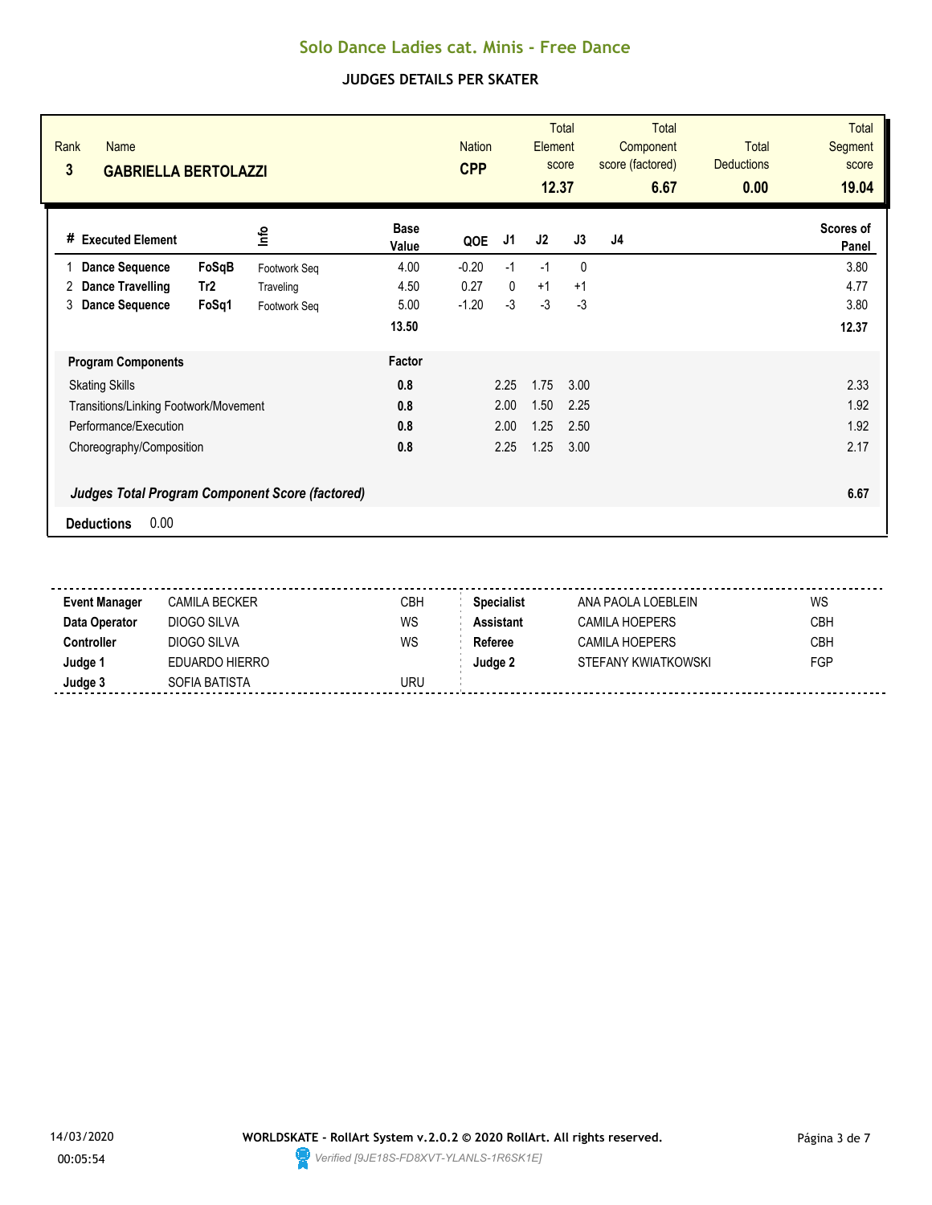# Solo Dance Ladies cat. Minis - Free Dance

## JUDGES DETAILS PER SKATER

| Rank | Name | Nation | Total Element score | Total Component score (factored) | Total Deductions | Total Segment score |
|---|---|---|---|---|---|---|
| 3 | **GABRIELLA BERTOLAZZI** | **CPP** | **12.37** | **6.67** | **0.00** | **19.04** |

| # | Executed Element | | Info | Base Value | QOE | J1 | J2 | J3 | J4 | Scores of Panel |
|---|---|---|---|---|---|---|---|---|---|---|
| 1 | **Dance Sequence** | **FoSqB** | Footwork Seq | 4.00 | -0.20 | -1 | -1 | 0 | | 3.80 |
| 2 | **Dance Travelling** | **Tr2** | Traveling | 4.50 | 0.27 | 0 | +1 | +1 | | 4.77 |
| 3 | **Dance Sequence** | **FoSq1** | Footwork Seq | 5.00 | -1.20 | -3 | -3 | -3 | | 3.80 |
| | | | | **13.50** | | | | | | **12.37** |

| Program Components | Factor | J1 | J2 | J3 | J4 | |
|---|---|---|---|---|---|---|
| Skating Skills | **0.8** | 2.25 | 1.75 | 3.00 | | 2.33 |
| Transitions/Linking Footwork/Movement | **0.8** | 2.00 | 1.50 | 2.25 | | 1.92 |
| Performance/Execution | **0.8** | 2.00 | 1.25 | 2.50 | | 1.92 |
| Choreography/Composition | **0.8** | 2.25 | 1.25 | 3.00 | | 2.17 |

***Judges Total Program Component Score (factored)*** **6.67**

**Deductions** 0.00

| | | | | | |
|---|---|---|---|---|---|
| **Event Manager** | CAMILA BECKER | CBH | **Specialist** | ANA PAOLA LOEBLEIN | WS |
| **Data Operator** | DIOGO SILVA | WS | **Assistant** | CAMILA HOEPERS | CBH |
| **Controller** | DIOGO SILVA | WS | **Referee** | CAMILA HOEPERS | CBH |
| **Judge 1** | EDUARDO HIERRO | | **Judge 2** | STEFANY KWIATKOWSKI | FGP |
| **Judge 3** | SOFIA BATISTA | URU | | | |

14/03/2020 00:05:54

**WORLDSKATE - RollArt System v.2.0.2 © 2020 RollArt. All rights reserved.**

*Verified [9JE18S-FD8XVT-YLANLS-1R6SK1E]*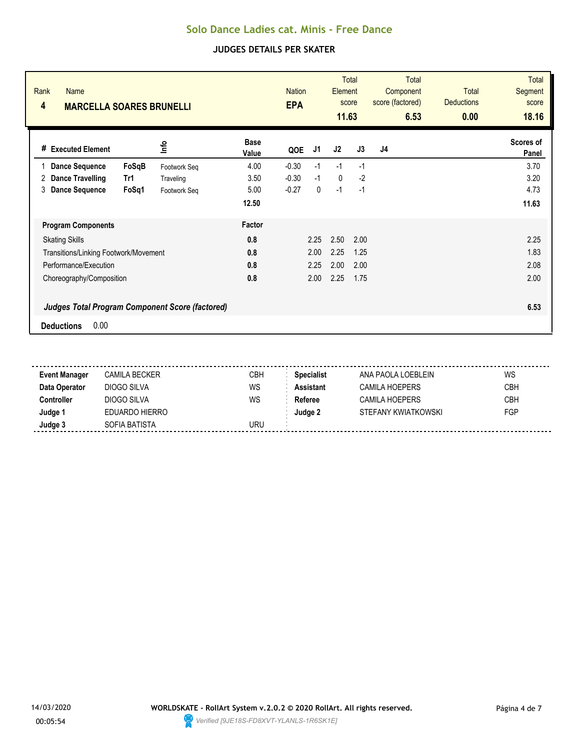# Solo Dance Ladies cat. Minis - Free Dance

## JUDGES DETAILS PER SKATER

| Rank | Name | Nation | Total Element score | Total Component score (factored) | Total Deductions | Total Segment score |
|---|---|---|---|---|---|---|
| 4 | **MARCELLA SOARES BRUNELLI** | **EPA** | **11.63** | **6.53** | **0.00** | **18.16** |

| # | Executed Element | | Info | Base Value | QOE | J1 | J2 | J3 | J4 | Scores of Panel |
|---|---|---|---|---|---|---|---|---|---|---|
| 1 | **Dance Sequence** | **FoSqB** | Footwork Seq | 4.00 | -0.30 | -1 | -1 | -1 | | 3.70 |
| 2 | **Dance Travelling** | **Tr1** | Traveling | 3.50 | -0.30 | -1 | 0 | -2 | | 3.20 |
| 3 | **Dance Sequence** | **FoSq1** | Footwork Seq | 5.00 | -0.27 | 0 | -1 | -1 | | 4.73 |
| | | | | **12.50** | | | | | | **11.63** |

| Program Components | Factor | J1 | J2 | J3 | J4 | Scores of Panel |
|---|---|---|---|---|---|---|
| Skating Skills | **0.8** | 2.25 | 2.50 | 2.00 | | 2.25 |
| Transitions/Linking Footwork/Movement | **0.8** | 2.00 | 2.25 | 1.25 | | 1.83 |
| Performance/Execution | **0.8** | 2.25 | 2.00 | 2.00 | | 2.08 |
| Choreography/Composition | **0.8** | 2.00 | 2.25 | 1.75 | | 2.00 |
| ***Judges Total Program Component Score (factored)*** | | | | | | **6.53** |

**Deductions** 0.00

| | | | | | |
|---|---|---|---|---|---|
| **Event Manager** | CAMILA BECKER | CBH | **Specialist** | ANA PAOLA LOEBLEIN | WS |
| **Data Operator** | DIOGO SILVA | WS | **Assistant** | CAMILA HOEPERS | CBH |
| **Controller** | DIOGO SILVA | WS | **Referee** | CAMILA HOEPERS | CBH |
| **Judge 1** | EDUARDO HIERRO | | **Judge 2** | STEFANY KWIATKOWSKI | FGP |
| **Judge 3** | SOFIA BATISTA | URU | | | |

14/03/2020
00:05:54

**WORLDSKATE - RollArt System v.2.0.2 © 2020 RollArt. All rights reserved.**

*Verified [9JE18S-FD8XVT-YLANLS-1R6SK1E]*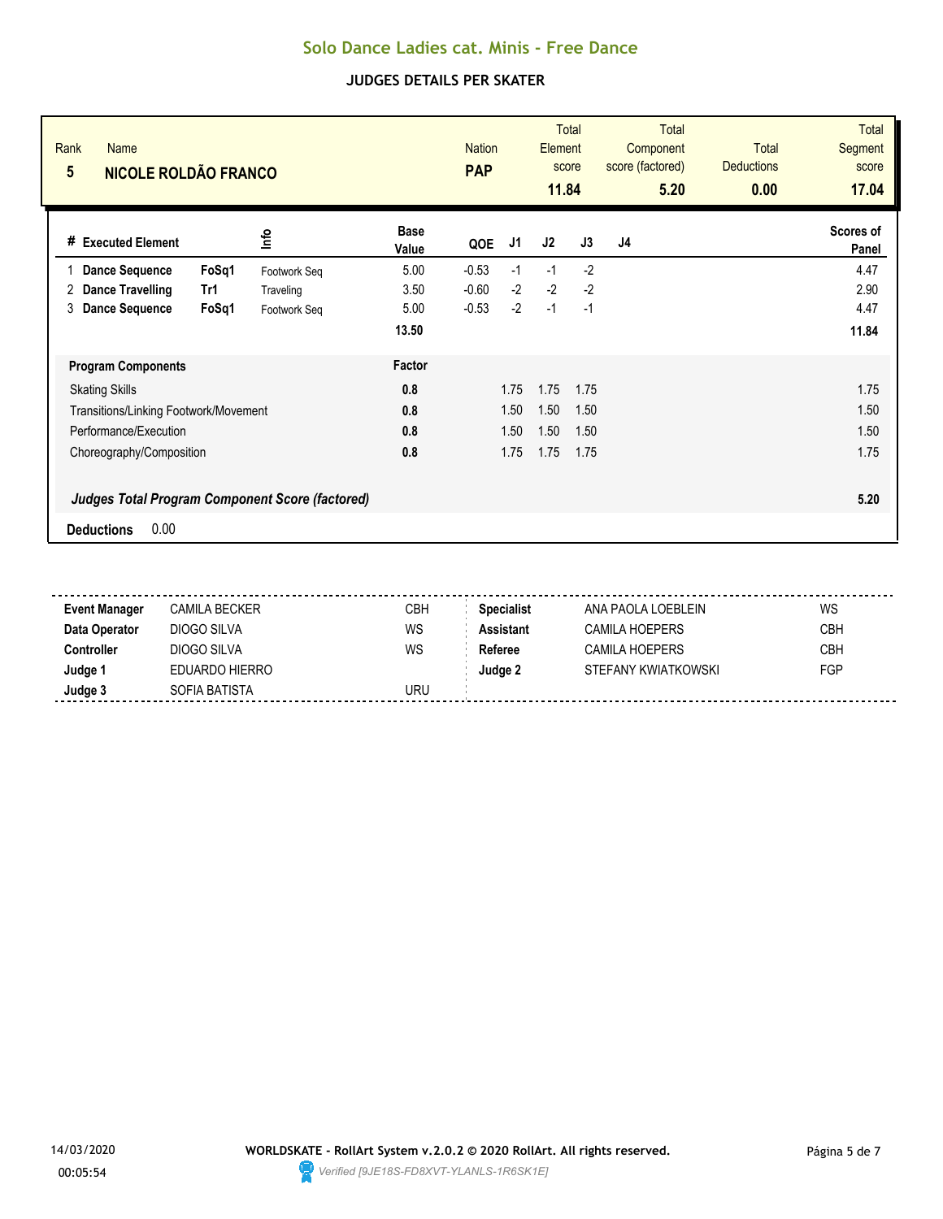# Solo Dance Ladies cat. Minis - Free Dance

## JUDGES DETAILS PER SKATER

| Rank | Name | Nation | Total Element score | Total Component score (factored) | Total Deductions | Total Segment score |
|---|---|---|---|---|---|---|
| 5 | **NICOLE ROLDÃO FRANCO** | **PAP** | **11.84** | **5.20** | **0.00** | **17.04** |

| # | Executed Element | | Info | Base Value | QOE | J1 | J2 | J3 | J4 | Scores of Panel |
|---|---|---|---|---|---|---|---|---|---|---|
| 1 | **Dance Sequence** | **FoSq1** | Footwork Seq | 5.00 | -0.53 | -1 | -1 | -2 | | 4.47 |
| 2 | **Dance Travelling** | **Tr1** | Traveling | 3.50 | -0.60 | -2 | -2 | -2 | | 2.90 |
| 3 | **Dance Sequence** | **FoSq1** | Footwork Seq | 5.00 | -0.53 | -2 | -1 | -1 | | 4.47 |
| | | | | **13.50** | | | | | | **11.84** |

| Program Components | Factor | J1 | J2 | J3 | J4 | |
|---|---|---|---|---|---|---|
| Skating Skills | **0.8** | 1.75 | 1.75 | 1.75 | | 1.75 |
| Transitions/Linking Footwork/Movement | **0.8** | 1.50 | 1.50 | 1.50 | | 1.50 |
| Performance/Execution | **0.8** | 1.50 | 1.50 | 1.50 | | 1.50 |
| Choreography/Composition | **0.8** | 1.75 | 1.75 | 1.75 | | 1.75 |
| ***Judges Total Program Component Score (factored)*** | | | | | | **5.20** |

**Deductions** 0.00

| | | | | | |
|---|---|---|---|---|---|
| **Event Manager** | CAMILA BECKER | CBH | **Specialist** | ANA PAOLA LOEBLEIN | WS |
| **Data Operator** | DIOGO SILVA | WS | **Assistant** | CAMILA HOEPERS | CBH |
| **Controller** | DIOGO SILVA | WS | **Referee** | CAMILA HOEPERS | CBH |
| **Judge 1** | EDUARDO HIERRO | | **Judge 2** | STEFANY KWIATKOWSKI | FGP |
| **Judge 3** | SOFIA BATISTA | URU | | | |

14/03/2020 00:05:54

**WORLDSKATE - RollArt System v.2.0.2 © 2020 RollArt. All rights reserved.**

*Verified [9JE18S-FD8XVT-YLANLS-1R6SK1E]*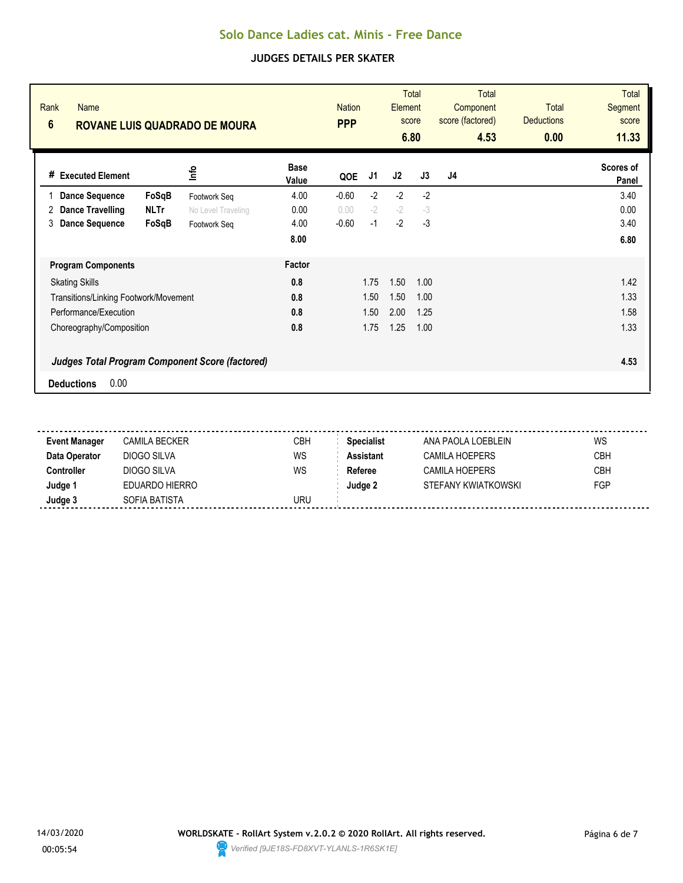# Solo Dance Ladies cat. Minis - Free Dance

## JUDGES DETAILS PER SKATER

| Rank | Name | Nation | Total Element score | Total Component score (factored) | Total Deductions | Total Segment score |
|---|---|---|---|---|---|---|
| 6 | ROVANE LUIS QUADRADO DE MOURA | PPP | 6.80 | 4.53 | 0.00 | 11.33 |

| # | Executed Element | | Info | Base Value | QOE | J1 | J2 | J3 | J4 | Scores of Panel |
|---|---|---|---|---|---|---|---|---|---|---|
| 1 | Dance Sequence | FoSqB | Footwork Seq | 4.00 | -0.60 | -2 | -2 | -2 | | 3.40 |
| 2 | Dance Travelling | NLTr | No Level Traveling | 0.00 | 0.00 | -2 | -2 | -3 | | 0.00 |
| 3 | Dance Sequence | FoSqB | Footwork Seq | 4.00 | -0.60 | -1 | -2 | -3 | | 3.40 |
| | | | | 8.00 | | | | | | 6.80 |

| Program Components | Factor | J1 | J2 | J3 | J4 | Scores of Panel |
|---|---|---|---|---|---|---|
| Skating Skills | 0.8 | 1.75 | 1.50 | 1.00 | | 1.42 |
| Transitions/Linking Footwork/Movement | 0.8 | 1.50 | 1.50 | 1.00 | | 1.33 |
| Performance/Execution | 0.8 | 1.50 | 2.00 | 1.25 | | 1.58 |
| Choreography/Composition | 0.8 | 1.75 | 1.25 | 1.00 | | 1.33 |

*Judges Total Program Component Score (factored)* **4.53**

**Deductions** 0.00

| | | | | | |
|---|---|---|---|---|---|
| **Event Manager** | CAMILA BECKER | CBH | **Specialist** | ANA PAOLA LOEBLEIN | WS |
| **Data Operator** | DIOGO SILVA | WS | **Assistant** | CAMILA HOEPERS | CBH |
| **Controller** | DIOGO SILVA | WS | **Referee** | CAMILA HOEPERS | CBH |
| **Judge 1** | EDUARDO HIERRO | | **Judge 2** | STEFANY KWIATKOWSKI | FGP |
| **Judge 3** | SOFIA BATISTA | URU | | | |

14/03/2020 00:05:54

WORLDSKATE - RollArt System v.2.0.2 © 2020 RollArt. All rights reserved.

Verified [9JE18S-FD8XVT-YLANLS-1R6SK1E]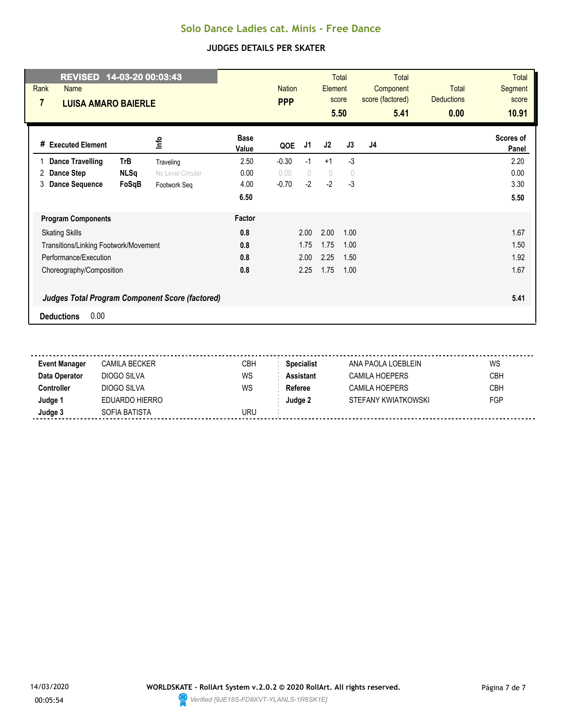# Solo Dance Ladies cat. Minis - Free Dance

## JUDGES DETAILS PER SKATER

**REVISED 14-03-20 00:03:43**

| Rank | Name | Nation | Total Element score | Total Component score (factored) | Total Deductions | Total Segment score |
|---|---|---|---|---|---|---|
| 7 | **LUISA AMARO BAIERLE** | **PPP** | **5.50** | **5.41** | **0.00** | **10.91** |

| # | Executed Element | | Info | Base Value | QOE | J1 | J2 | J3 | J4 | Scores of Panel |
|---|---|---|---|---|---|---|---|---|---|---|
| 1 | **Dance Travelling** | **TrB** | Traveling | 2.50 | -0.30 | -1 | +1 | -3 | | 2.20 |
| 2 | **Dance Step** | **NLSq** | No Level Circular | 0.00 | 0.00 | 0 | 0 | 0 | | 0.00 |
| 3 | **Dance Sequence** | **FoSqB** | Footwork Seq | 4.00 | -0.70 | -2 | -2 | -3 | | 3.30 |
| | | | | **6.50** | | | | | | **5.50** |

| Program Components | Factor | J1 | J2 | J3 | J4 | Scores of Panel |
|---|---|---|---|---|---|---|
| Skating Skills | **0.8** | 2.00 | 2.00 | 1.00 | | 1.67 |
| Transitions/Linking Footwork/Movement | **0.8** | 1.75 | 1.75 | 1.00 | | 1.50 |
| Performance/Execution | **0.8** | 2.00 | 2.25 | 1.50 | | 1.92 |
| Choreography/Composition | **0.8** | 2.25 | 1.75 | 1.00 | | 1.67 |
| ***Judges Total Program Component Score (factored)*** | | | | | | **5.41** |

**Deductions** 0.00

| | | | | | |
|---|---|---|---|---|---|
| **Event Manager** | CAMILA BECKER | CBH | **Specialist** | ANA PAOLA LOEBLEIN | WS |
| **Data Operator** | DIOGO SILVA | WS | **Assistant** | CAMILA HOEPERS | CBH |
| **Controller** | DIOGO SILVA | WS | **Referee** | CAMILA HOEPERS | CBH |
| **Judge 1** | EDUARDO HIERRO | | **Judge 2** | STEFANY KWIATKOWSKI | FGP |
| **Judge 3** | SOFIA BATISTA | URU | | | |

14/03/2020
00:05:54

**WORLDSKATE - RollArt System v.2.0.2 © 2020 RollArt. All rights reserved.**

*Verified [9JE18S-FD8XVT-YLANLS-1R6SK1E]*